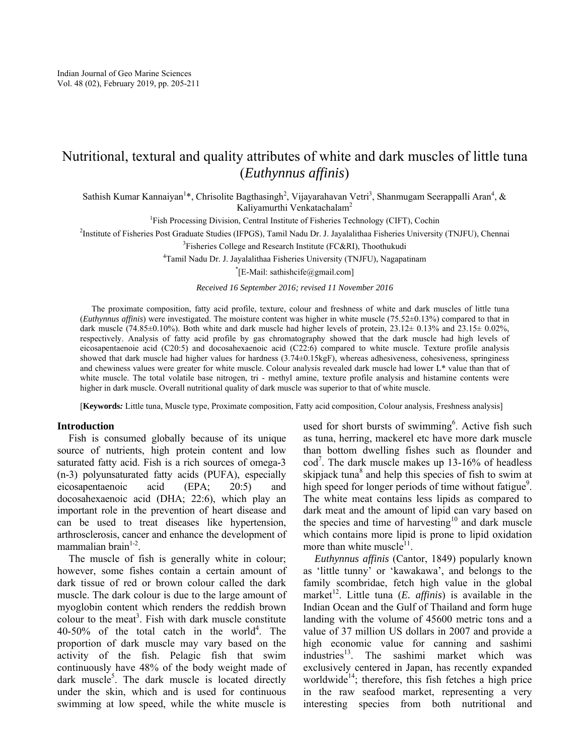# Nutritional, textural and quality attributes of white and dark muscles of little tuna (*Euthynnus affinis*)

Sathish Kumar Kannaiyan[1]*, Chrisolite Bagthasingh[2], Vijayarahavan Vetri[3], Shanmugam Seerappalli Aran[4], & Kaliyamurthi Venkatachalam[2]

[1]Fish Processing Division, Central Institute of Fisheries Technology (CIFT), Cochin

[2]Institute of Fisheries Post Graduate Studies (IFPGS), Tamil Nadu Dr. J. Jayalalithaa Fisheries University (TNJFU), Chennai

[3]Fisheries College and Research Institute (FC&RI), Thoothukudi

[4]Tamil Nadu Dr. J. Jayalalithaa Fisheries University (TNJFU), Nagapatinam

*[E-Mail: sathishcife@gmail.com]

*Received 16 September 2016; revised 11 November 2016*

The proximate composition, fatty acid profile, texture, colour and freshness of white and dark muscles of little tuna (*Euthynnus affinis*) were investigated. The moisture content was higher in white muscle (75.52±0.13%) compared to that in dark muscle (74.85±0.10%). Both white and dark muscle had higher levels of protein, 23.12± 0.13% and 23.15± 0.02%, respectively. Analysis of fatty acid profile by gas chromatography showed that the dark muscle had high levels of eicosapentaenoie acid (C20:5) and docosahexaenoic acid (C22:6) compared to white muscle. Texture profile analysis showed that dark muscle had higher values for hardness (3.74±0.15kgF), whereas adhesiveness, cohesiveness, springiness and chewiness values were greater for white muscle. Colour analysis revealed dark muscle had lower L* value than that of white muscle. The total volatile base nitrogen, tri - methyl amine, texture profile analysis and histamine contents were higher in dark muscle. Overall nutritional quality of dark muscle was superior to that of white muscle.

[**Keywords***:* Little tuna, Muscle type, Proximate composition, Fatty acid composition, Colour analysis, Freshness analysis]

## Introduction

Fish is consumed globally because of its unique source of nutrients, high protein content and low saturated fatty acid. Fish is a rich sources of omega-3 (n-3) polyunsaturated fatty acids (PUFA), especially eicosapentaenoic acid (EPA; 20:5) and docosahexaenoic acid (DHA; 22:6), which play an important role in the prevention of heart disease and can be used to treat diseases like hypertension, arthrosclerosis, cancer and enhance the development of mammalian brain[1-2].

The muscle of fish is generally white in colour; however, some fishes contain a certain amount of dark tissue of red or brown colour called the dark muscle. The dark colour is due to the large amount of myoglobin content which renders the reddish brown colour to the meat[3]. Fish with dark muscle constitute 40-50% of the total catch in the world[4]. The proportion of dark muscle may vary based on the activity of the fish. Pelagic fish that swim continuously have 48% of the body weight made of dark muscle[5]. The dark muscle is located directly under the skin, which and is used for continuous swimming at low speed, while the white muscle is used for short bursts of swimming[6]. Active fish such as tuna, herring, mackerel etc have more dark muscle than bottom dwelling fishes such as flounder and cod[7]. The dark muscle makes up 13-16% of headless skipjack tuna[8] and help this species of fish to swim at high speed for longer periods of time without fatigue[9]. The white meat contains less lipids as compared to dark meat and the amount of lipid can vary based on the species and time of harvesting[10] and dark muscle which contains more lipid is prone to lipid oxidation more than white muscle[11].

*Euthynnus affinis* (Cantor, 1849) popularly known as 'little tunny' or 'kawakawa', and belongs to the family scombridae, fetch high value in the global market[12]. Little tuna (*E. affinis*) is available in the Indian Ocean and the Gulf of Thailand and form huge landing with the volume of 45600 metric tons and a value of 37 million US dollars in 2007 and provide a high economic value for canning and sashimi industries[13]. The sashimi market which was exclusively centered in Japan, has recently expanded worldwide[14]; therefore, this fish fetches a high price in the raw seafood market, representing a very interesting species from both nutritional and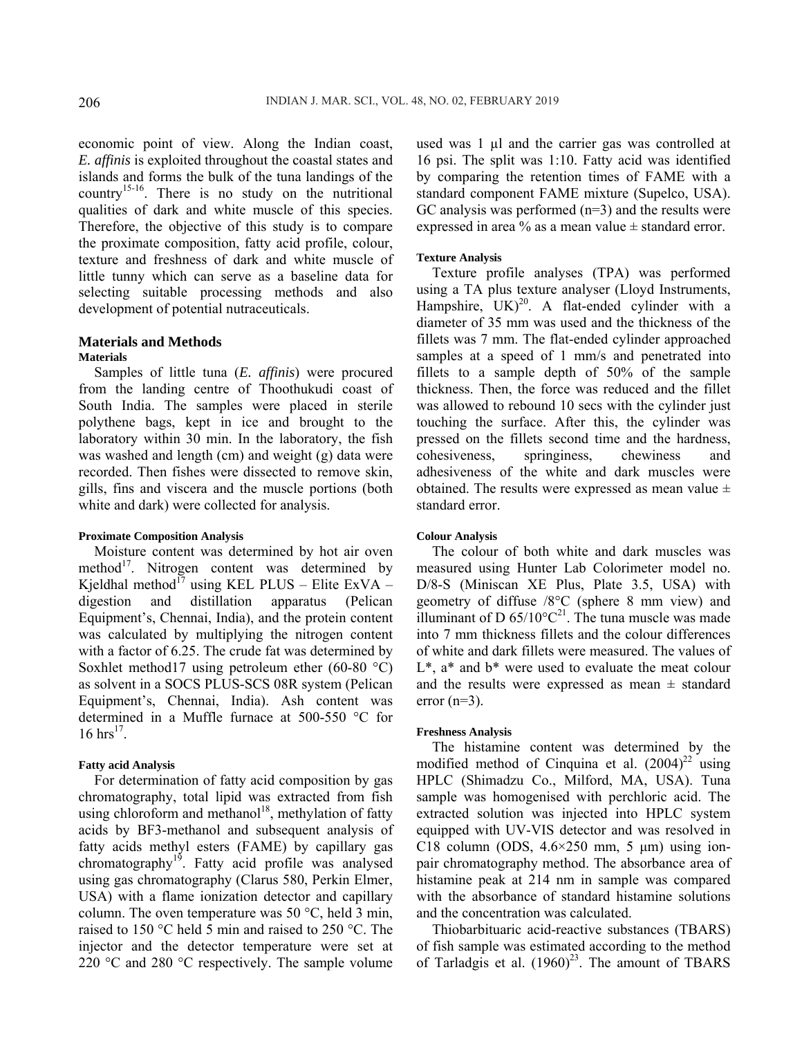economic point of view. Along the Indian coast, *E. affinis* is exploited throughout the coastal states and islands and forms the bulk of the tuna landings of the country[15-16]. There is no study on the nutritional qualities of dark and white muscle of this species. Therefore, the objective of this study is to compare the proximate composition, fatty acid profile, colour, texture and freshness of dark and white muscle of little tunny which can serve as a baseline data for selecting suitable processing methods and also development of potential nutraceuticals.

## Materials and Methods

### Materials

Samples of little tuna (*E. affinis*) were procured from the landing centre of Thoothukudi coast of South India. The samples were placed in sterile polythene bags, kept in ice and brought to the laboratory within 30 min. In the laboratory, the fish was washed and length (cm) and weight (g) data were recorded. Then fishes were dissected to remove skin, gills, fins and viscera and the muscle portions (both white and dark) were collected for analysis.

#### Proximate Composition Analysis

Moisture content was determined by hot air oven method[17]. Nitrogen content was determined by Kjeldhal method[17] using KEL PLUS – Elite ExVA – digestion and distillation apparatus (Pelican Equipment's, Chennai, India), and the protein content was calculated by multiplying the nitrogen content with a factor of 6.25. The crude fat was determined by Soxhlet method17 using petroleum ether (60-80 °C) as solvent in a SOCS PLUS-SCS 08R system (Pelican Equipment's, Chennai, India). Ash content was determined in a Muffle furnace at 500-550 °C for 16 hrs[17].

#### Fatty acid Analysis

For determination of fatty acid composition by gas chromatography, total lipid was extracted from fish using chloroform and methanol[18], methylation of fatty acids by BF3-methanol and subsequent analysis of fatty acids methyl esters (FAME) by capillary gas chromatography[19]. Fatty acid profile was analysed using gas chromatography (Clarus 580, Perkin Elmer, USA) with a flame ionization detector and capillary column. The oven temperature was 50 °C, held 3 min, raised to 150 °C held 5 min and raised to 250 °C. The injector and the detector temperature were set at 220 °C and 280 °C respectively. The sample volume used was 1 µl and the carrier gas was controlled at 16 psi. The split was 1:10. Fatty acid was identified by comparing the retention times of FAME with a standard component FAME mixture (Supelco, USA). GC analysis was performed (n=3) and the results were expressed in area % as a mean value ± standard error.

#### Texture Analysis

Texture profile analyses (TPA) was performed using a TA plus texture analyser (Lloyd Instruments, Hampshire, UK)[20]. A flat-ended cylinder with a diameter of 35 mm was used and the thickness of the fillets was 7 mm. The flat-ended cylinder approached samples at a speed of 1 mm/s and penetrated into fillets to a sample depth of 50% of the sample thickness. Then, the force was reduced and the fillet was allowed to rebound 10 secs with the cylinder just touching the surface. After this, the cylinder was pressed on the fillets second time and the hardness, cohesiveness, springiness, chewiness and adhesiveness of the white and dark muscles were obtained. The results were expressed as mean value ± standard error.

#### Colour Analysis

The colour of both white and dark muscles was measured using Hunter Lab Colorimeter model no. D/8-S (Miniscan XE Plus, Plate 3.5, USA) with geometry of diffuse /8°C (sphere 8 mm view) and illuminant of D 65/10°C[21]. The tuna muscle was made into 7 mm thickness fillets and the colour differences of white and dark fillets were measured. The values of L*, a* and b* were used to evaluate the meat colour and the results were expressed as mean ± standard error (n=3).

#### Freshness Analysis

The histamine content was determined by the modified method of Cinquina et al. (2004)[22] using HPLC (Shimadzu Co., Milford, MA, USA). Tuna sample was homogenised with perchloric acid. The extracted solution was injected into HPLC system equipped with UV-VIS detector and was resolved in C18 column (ODS, 4.6×250 mm, 5 µm) using ion-pair chromatography method. The absorbance area of histamine peak at 214 nm in sample was compared with the absorbance of standard histamine solutions and the concentration was calculated.

Thiobarbituaric acid-reactive substances (TBARS) of fish sample was estimated according to the method of Tarladgis et al. (1960)[23]. The amount of TBARS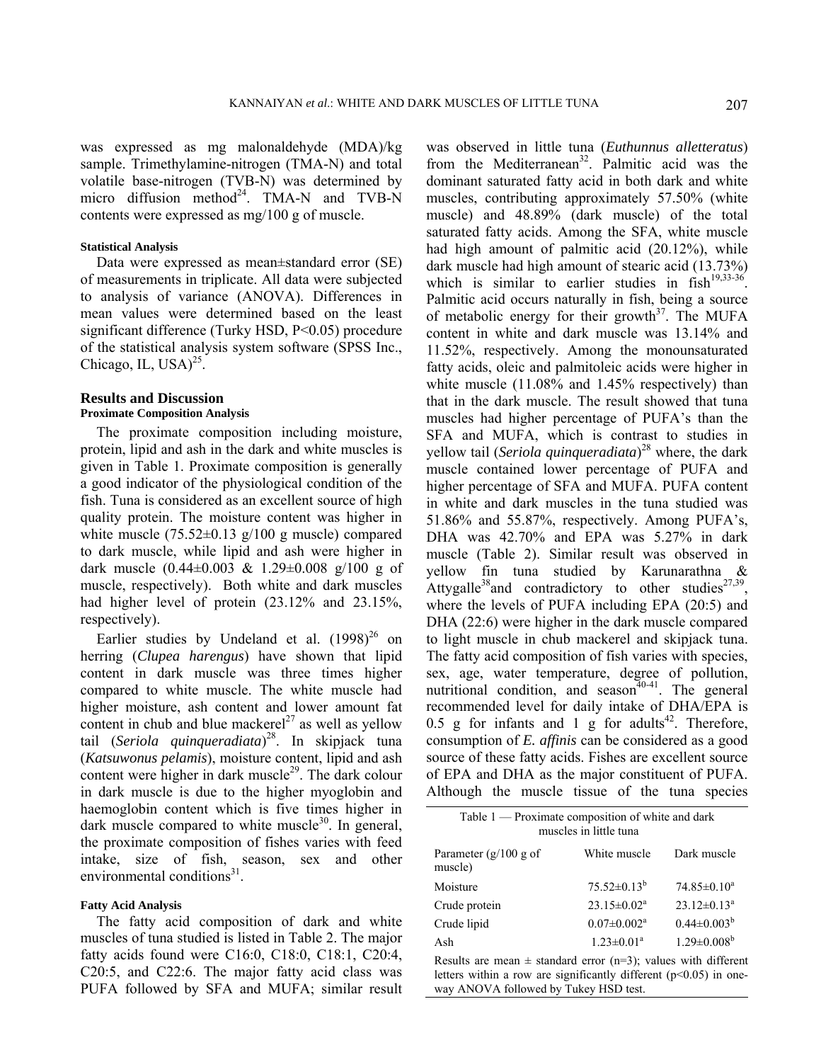was expressed as mg malonaldehyde (MDA)/kg sample. Trimethylamine-nitrogen (TMA-N) and total volatile base-nitrogen (TVB-N) was determined by micro diffusion method[24]. TMA-N and TVB-N contents were expressed as mg/100 g of muscle.

#### Statistical Analysis

Data were expressed as mean±standard error (SE) of measurements in triplicate. All data were subjected to analysis of variance (ANOVA). Differences in mean values were determined based on the least significant difference (Turky HSD, $P<0.05$) procedure of the statistical analysis system software (SPSS Inc., Chicago, IL, USA)[25].

## Results and Discussion

### Proximate Composition Analysis

The proximate composition including moisture, protein, lipid and ash in the dark and white muscles is given in Table 1. Proximate composition is generally a good indicator of the physiological condition of the fish. Tuna is considered as an excellent source of high quality protein. The moisture content was higher in white muscle (75.52±0.13 g/100 g muscle) compared to dark muscle, while lipid and ash were higher in dark muscle (0.44±0.003 & 1.29±0.008 g/100 g of muscle, respectively). Both white and dark muscles had higher level of protein (23.12% and 23.15%, respectively).

Earlier studies by Undeland et al. (1998)[26] on herring (*Clupea harengus*) have shown that lipid content in dark muscle was three times higher compared to white muscle. The white muscle had higher moisture, ash content and lower amount fat content in chub and blue mackerel[27] as well as yellow tail (*Seriola quinqueradiata*)[28]. In skipjack tuna (*Katsuwonus pelamis*), moisture content, lipid and ash content were higher in dark muscle[29]. The dark colour in dark muscle is due to the higher myoglobin and haemoglobin content which is five times higher in dark muscle compared to white muscle[30]. In general, the proximate composition of fishes varies with feed intake, size of fish, season, sex and other environmental conditions[31].

### Fatty Acid Analysis

The fatty acid composition of dark and white muscles of tuna studied is listed in Table 2. The major fatty acids found were C16:0, C18:0, C18:1, C20:4, C20:5, and C22:6. The major fatty acid class was PUFA followed by SFA and MUFA; similar result was observed in little tuna (*Euthunnus alletteratus*) from the Mediterranean[32]. Palmitic acid was the dominant saturated fatty acid in both dark and white muscles, contributing approximately 57.50% (white muscle) and 48.89% (dark muscle) of the total saturated fatty acids. Among the SFA, white muscle had high amount of palmitic acid (20.12%), while dark muscle had high amount of stearic acid (13.73%) which is similar to earlier studies in fish[19,33-36]. Palmitic acid occurs naturally in fish, being a source of metabolic energy for their growth[37]. The MUFA content in white and dark muscle was 13.14% and 11.52%, respectively. Among the monounsaturated fatty acids, oleic and palmitoleic acids were higher in white muscle (11.08% and 1.45% respectively) than that in the dark muscle. The result showed that tuna muscles had higher percentage of PUFA's than the SFA and MUFA, which is contrast to studies in yellow tail (*Seriola quinqueradiata*)[28] where, the dark muscle contained lower percentage of PUFA and higher percentage of SFA and MUFA. PUFA content in white and dark muscles in the tuna studied was 51.86% and 55.87%, respectively. Among PUFA's, DHA was 42.70% and EPA was 5.27% in dark muscle (Table 2). Similar result was observed in yellow fin tuna studied by Karunarathna & Attygalle[38] and contradictory to other studies[27,39], where the levels of PUFA including EPA (20:5) and DHA (22:6) were higher in the dark muscle compared to light muscle in chub mackerel and skipjack tuna. The fatty acid composition of fish varies with species, sex, age, water temperature, degree of pollution, nutritional condition, and season[40-41]. The general recommended level for daily intake of DHA/EPA is 0.5 g for infants and 1 g for adults[42]. Therefore, consumption of *E. affinis* can be considered as a good source of these fatty acids. Fishes are excellent source of EPA and DHA as the major constituent of PUFA. Although the muscle tissue of the tuna species

Table 1 — Proximate composition of white and dark muscles in little tuna

| Parameter (g/100 g of muscle) | White muscle | Dark muscle |
|---|---|---|
| Moisture | 75.52±0.13[b] | 74.85±0.10[a] |
| Crude protein | 23.15±0.02[a] | 23.12±0.13[a] |
| Crude lipid | 0.07±0.002[a] | 0.44±0.003[b] |
| Ash | 1.23±0.01[a] | 1.29±0.008[b] |

Results are mean ± standard error (n=3); values with different letters within a row are significantly different ($p<0.05$) in one-way ANOVA followed by Tukey HSD test.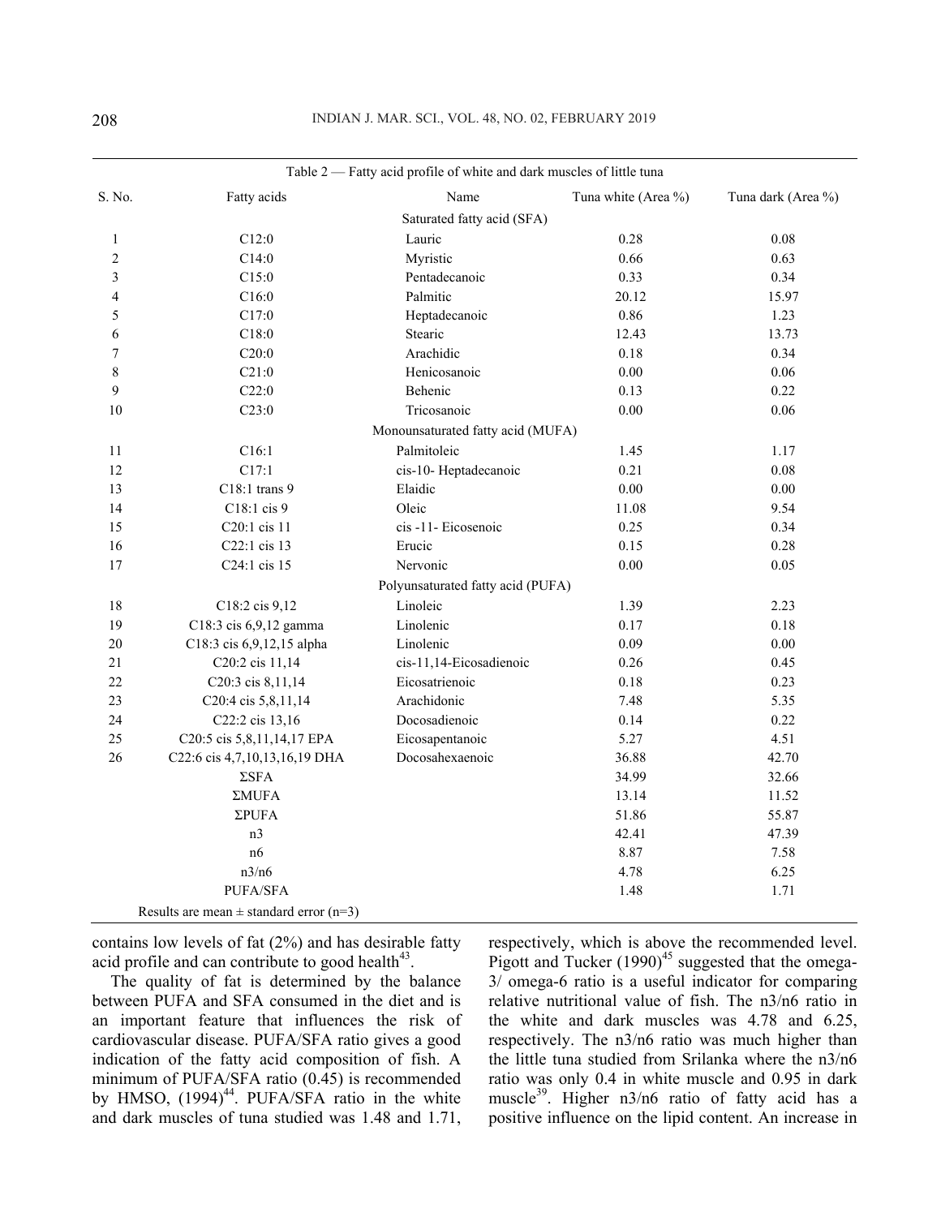Table 2 — Fatty acid profile of white and dark muscles of little tuna

| S. No. | Fatty acids | Name | Tuna white (Area %) | Tuna dark (Area %) |
|---|---|---|---|---|
| | | Saturated fatty acid (SFA) | | |
| 1 | C12:0 | Lauric | 0.28 | 0.08 |
| 2 | C14:0 | Myristic | 0.66 | 0.63 |
| 3 | C15:0 | Pentadecanoic | 0.33 | 0.34 |
| 4 | C16:0 | Palmitic | 20.12 | 15.97 |
| 5 | C17:0 | Heptadecanoic | 0.86 | 1.23 |
| 6 | C18:0 | Stearic | 12.43 | 13.73 |
| 7 | C20:0 | Arachidic | 0.18 | 0.34 |
| 8 | C21:0 | Henicosanoic | 0.00 | 0.06 |
| 9 | C22:0 | Behenic | 0.13 | 0.22 |
| 10 | C23:0 | Tricosanoic | 0.00 | 0.06 |
| | | Monounsaturated fatty acid (MUFA) | | |
| 11 | C16:1 | Palmitoleic | 1.45 | 1.17 |
| 12 | C17:1 | cis-10- Heptadecanoic | 0.21 | 0.08 |
| 13 | C18:1 trans 9 | Elaidic | 0.00 | 0.00 |
| 14 | C18:1 cis 9 | Oleic | 11.08 | 9.54 |
| 15 | C20:1 cis 11 | cis -11- Eicosenoic | 0.25 | 0.34 |
| 16 | C22:1 cis 13 | Erucic | 0.15 | 0.28 |
| 17 | C24:1 cis 15 | Nervonic | 0.00 | 0.05 |
| | | Polyunsaturated fatty acid (PUFA) | | |
| 18 | C18:2 cis 9,12 | Linoleic | 1.39 | 2.23 |
| 19 | C18:3 cis 6,9,12 gamma | Linolenic | 0.17 | 0.18 |
| 20 | C18:3 cis 6,9,12,15 alpha | Linolenic | 0.09 | 0.00 |
| 21 | C20:2 cis 11,14 | cis-11,14-Eicosadienoic | 0.26 | 0.45 |
| 22 | C20:3 cis 8,11,14 | Eicosatrienoic | 0.18 | 0.23 |
| 23 | C20:4 cis 5,8,11,14 | Arachidonic | 7.48 | 5.35 |
| 24 | C22:2 cis 13,16 | Docosadienoic | 0.14 | 0.22 |
| 25 | C20:5 cis 5,8,11,14,17 EPA | Eicosapentanoic | 5.27 | 4.51 |
| 26 | C22:6 cis 4,7,10,13,16,19 DHA | Docosahexaenoic | 36.88 | 42.70 |
| | ΣSFA | | 34.99 | 32.66 |
| | ΣMUFA | | 13.14 | 11.52 |
| | ΣPUFA | | 51.86 | 55.87 |
| | n3 | | 42.41 | 47.39 |
| | n6 | | 8.87 | 7.58 |
| | n3/n6 | | 4.78 | 6.25 |
| | PUFA/SFA | | 1.48 | 1.71 |

Results are mean ± standard error (n=3)

contains low levels of fat (2%) and has desirable fatty acid profile and can contribute to good health[43].

The quality of fat is determined by the balance between PUFA and SFA consumed in the diet and is an important feature that influences the risk of cardiovascular disease. PUFA/SFA ratio gives a good indication of the fatty acid composition of fish. A minimum of PUFA/SFA ratio (0.45) is recommended by HMSO, (1994)[44]. PUFA/SFA ratio in the white and dark muscles of tuna studied was 1.48 and 1.71, respectively, which is above the recommended level. Pigott and Tucker (1990)[45] suggested that the omega-3/ omega-6 ratio is a useful indicator for comparing relative nutritional value of fish. The n3/n6 ratio in the white and dark muscles was 4.78 and 6.25, respectively. The n3/n6 ratio was much higher than the little tuna studied from Srilanka where the n3/n6 ratio was only 0.4 in white muscle and 0.95 in dark muscle[39]. Higher n3/n6 ratio of fatty acid has a positive influence on the lipid content. An increase in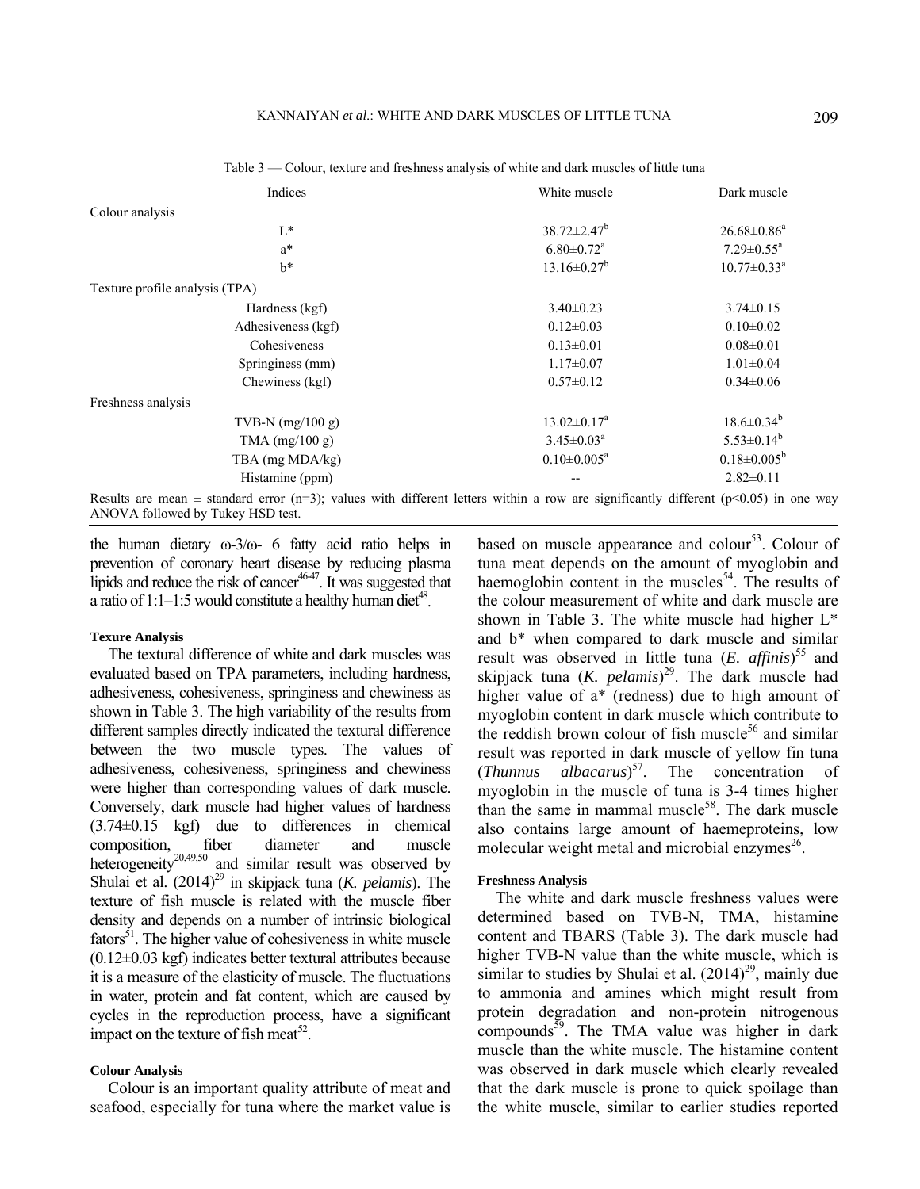Table 3 — Colour, texture and freshness analysis of white and dark muscles of little tuna

| Indices | White muscle | Dark muscle |
|---|---|---|
| Colour analysis | | |
| L* | 38.72±2.47[b] | 26.68±0.86[a] |
| a* | 6.80±0.72[a] | 7.29±0.55[a] |
| b* | 13.16±0.27[b] | 10.77±0.33[a] |
| Texture profile analysis (TPA) | | |
| Hardness (kgf) | 3.40±0.23 | 3.74±0.15 |
| Adhesiveness (kgf) | 0.12±0.03 | 0.10±0.02 |
| Cohesiveness | 0.13±0.01 | 0.08±0.01 |
| Springiness (mm) | 1.17±0.07 | 1.01±0.04 |
| Chewiness (kgf) | 0.57±0.12 | 0.34±0.06 |
| Freshness analysis | | |
| TVB-N (mg/100 g) | 13.02±0.17[a] | 18.6±0.34[b] |
| TMA (mg/100 g) | 3.45±0.03[a] | 5.53±0.14[b] |
| TBA (mg MDA/kg) | 0.10±0.005[a] | 0.18±0.005[b] |
| Histamine (ppm) | -- | 2.82±0.11 |

Results are mean ± standard error (n=3); values with different letters within a row are significantly different ($p<0.05$) in one way ANOVA followed by Tukey HSD test.

the human dietary ω-3/ω- 6 fatty acid ratio helps in prevention of coronary heart disease by reducing plasma lipids and reduce the risk of cancer[46-47]. It was suggested that a ratio of 1:1–1:5 would constitute a healthy human diet[48].

#### Texure Analysis

The textural difference of white and dark muscles was evaluated based on TPA parameters, including hardness, adhesiveness, cohesiveness, springiness and chewiness as shown in Table 3. The high variability of the results from different samples directly indicated the textural difference between the two muscle types. The values of adhesiveness, cohesiveness, springiness and chewiness were higher than corresponding values of dark muscle. Conversely, dark muscle had higher values of hardness (3.74±0.15 kgf) due to differences in chemical composition, fiber diameter and muscle heterogeneity[20,49,50] and similar result was observed by Shulai et al. (2014)[29] in skipjack tuna (*K. pelamis*). The texture of fish muscle is related with the muscle fiber density and depends on a number of intrinsic biological fators[51]. The higher value of cohesiveness in white muscle (0.12±0.03 kgf) indicates better textural attributes because it is a measure of the elasticity of muscle. The fluctuations in water, protein and fat content, which are caused by cycles in the reproduction process, have a significant impact on the texture of fish meat[52].

#### Colour Analysis

Colour is an important quality attribute of meat and seafood, especially for tuna where the market value is based on muscle appearance and colour[53]. Colour of tuna meat depends on the amount of myoglobin and haemoglobin content in the muscles[54]. The results of the colour measurement of white and dark muscle are shown in Table 3. The white muscle had higher L* and b* when compared to dark muscle and similar result was observed in little tuna (*E. affinis*)[55] and skipjack tuna (*K. pelamis*)[29]. The dark muscle had higher value of a* (redness) due to high amount of myoglobin content in dark muscle which contribute to the reddish brown colour of fish muscle[56] and similar result was reported in dark muscle of yellow fin tuna (*Thunnus albacarus*)[57]. The concentration of myoglobin in the muscle of tuna is 3-4 times higher than the same in mammal muscle[58]. The dark muscle also contains large amount of haemeproteins, low molecular weight metal and microbial enzymes[26].

#### Freshness Analysis

The white and dark muscle freshness values were determined based on TVB-N, TMA, histamine content and TBARS (Table 3). The dark muscle had higher TVB-N value than the white muscle, which is similar to studies by Shulai et al. (2014)[29], mainly due to ammonia and amines which might result from protein degradation and non-protein nitrogenous compounds[59]. The TMA value was higher in dark muscle than the white muscle. The histamine content was observed in dark muscle which clearly revealed that the dark muscle is prone to quick spoilage than the white muscle, similar to earlier studies reported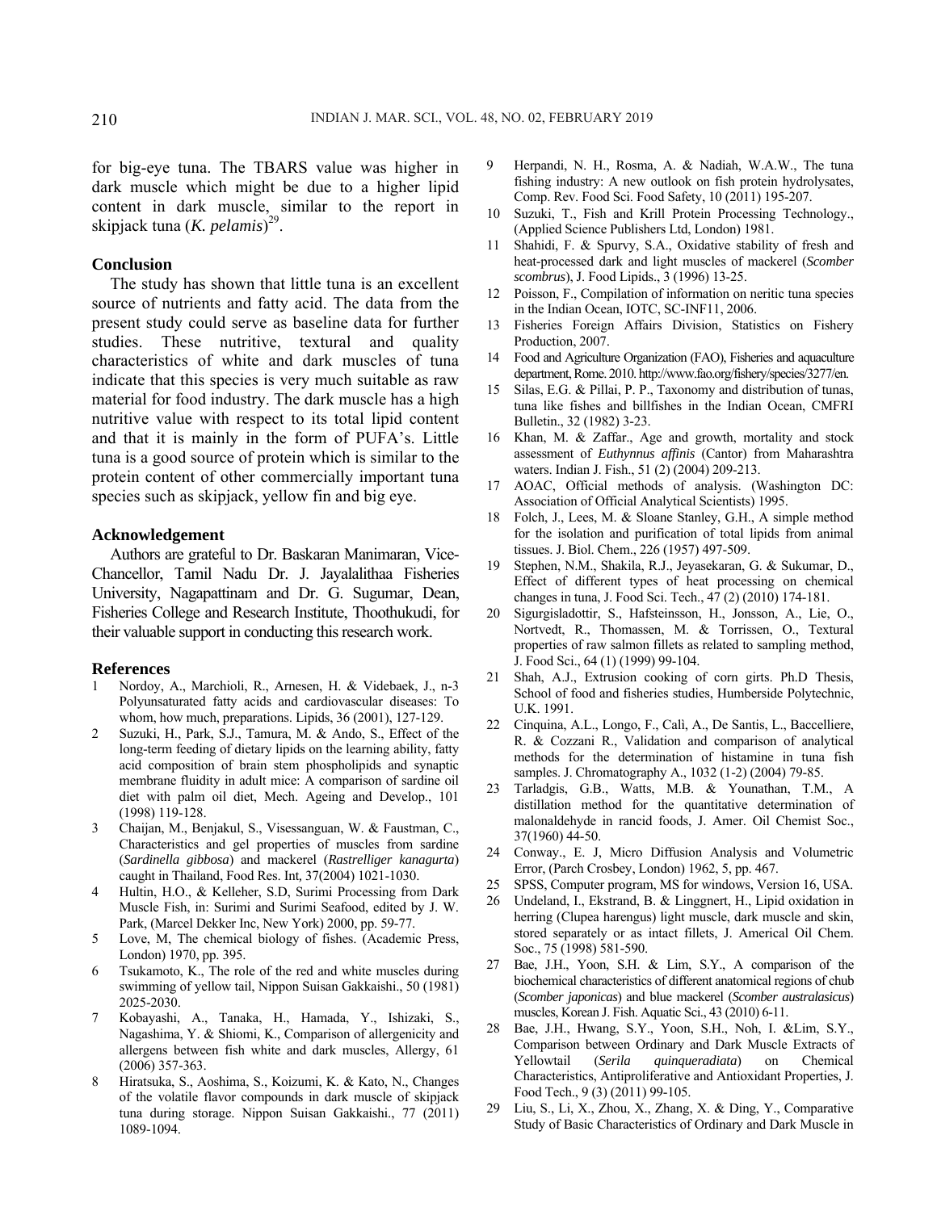for big-eye tuna. The TBARS value was higher in dark muscle which might be due to a higher lipid content in dark muscle, similar to the report in skipjack tuna (*K. pelamis*)[29].

## Conclusion

The study has shown that little tuna is an excellent source of nutrients and fatty acid. The data from the present study could serve as baseline data for further studies. These nutritive, textural and quality characteristics of white and dark muscles of tuna indicate that this species is very much suitable as raw material for food industry. The dark muscle has a high nutritive value with respect to its total lipid content and that it is mainly in the form of PUFA's. Little tuna is a good source of protein which is similar to the protein content of other commercially important tuna species such as skipjack, yellow fin and big eye.

## Acknowledgement

Authors are grateful to Dr. Baskaran Manimaran, Vice-Chancellor, Tamil Nadu Dr. J. Jayalalithaa Fisheries University, Nagapattinam and Dr. G. Sugumar, Dean, Fisheries College and Research Institute, Thoothukudi, for their valuable support in conducting this research work.

## References

1. Nordoy, A., Marchioli, R., Arnesen, H. & Videbaek, J., n-3 Polyunsaturated fatty acids and cardiovascular diseases: To whom, how much, preparations. Lipids, 36 (2001), 127-129.
2. Suzuki, H., Park, S.J., Tamura, M. & Ando, S., Effect of the long-term feeding of dietary lipids on the learning ability, fatty acid composition of brain stem phospholipids and synaptic membrane fluidity in adult mice: A comparison of sardine oil diet with palm oil diet, Mech. Ageing and Develop., 101 (1998) 119-128.
3. Chaijan, M., Benjakul, S., Visessanguan, W. & Faustman, C., Characteristics and gel properties of muscles from sardine (*Sardinella gibbosa*) and mackerel (*Rastrelliger kanagurta*) caught in Thailand, Food Res. Int, 37(2004) 1021-1030.
4. Hultin, H.O., & Kelleher, S.D, Surimi Processing from Dark Muscle Fish, in: Surimi and Surimi Seafood, edited by J. W. Park, (Marcel Dekker Inc, New York) 2000, pp. 59-77.
5. Love, M, The chemical biology of fishes. (Academic Press, London) 1970, pp. 395.
6. Tsukamoto, K., The role of the red and white muscles during swimming of yellow tail, Nippon Suisan Gakkaishi., 50 (1981) 2025-2030.
7. Kobayashi, A., Tanaka, H., Hamada, Y., Ishizaki, S., Nagashima, Y. & Shiomi, K., Comparison of allergenicity and allergens between fish white and dark muscles, Allergy, 61 (2006) 357-363.
8. Hiratsuka, S., Aoshima, S., Koizumi, K. & Kato, N., Changes of the volatile flavor compounds in dark muscle of skipjack tuna during storage. Nippon Suisan Gakkaishi., 77 (2011) 1089-1094.
9. Herpandi, N. H., Rosma, A. & Nadiah, W.A.W., The tuna fishing industry: A new outlook on fish protein hydrolysates, Comp. Rev. Food Sci. Food Safety, 10 (2011) 195-207.
10. Suzuki, T., Fish and Krill Protein Processing Technology., (Applied Science Publishers Ltd, London) 1981.
11. Shahidi, F. & Spurvy, S.A., Oxidative stability of fresh and heat-processed dark and light muscles of mackerel (*Scomber scombrus*), J. Food Lipids., 3 (1996) 13-25.
12. Poisson, F., Compilation of information on neritic tuna species in the Indian Ocean, IOTC, SC-INF11, 2006.
13. Fisheries Foreign Affairs Division, Statistics on Fishery Production, 2007.
14. Food and Agriculture Organization (FAO), Fisheries and aquaculture department, Rome. 2010. http://www.fao.org/fishery/species/3277/en.
15. Silas, E.G. & Pillai, P. P., Taxonomy and distribution of tunas, tuna like fishes and billfishes in the Indian Ocean, CMFRI Bulletin., 32 (1982) 3-23.
16. Khan, M. & Zaffar., Age and growth, mortality and stock assessment of *Euthynnus affinis* (Cantor) from Maharashtra waters. Indian J. Fish., 51 (2) (2004) 209-213.
17. AOAC, Official methods of analysis. (Washington DC: Association of Official Analytical Scientists) 1995.
18. Folch, J., Lees, M. & Sloane Stanley, G.H., A simple method for the isolation and purification of total lipids from animal tissues. J. Biol. Chem., 226 (1957) 497-509.
19. Stephen, N.M., Shakila, R.J., Jeyasekaran, G. & Sukumar, D., Effect of different types of heat processing on chemical changes in tuna, J. Food Sci. Tech., 47 (2) (2010) 174-181.
20. Sigurgisladottir, S., Hafsteinsson, H., Jonsson, A., Lie, O., Nortvedt, R., Thomassen, M. & Torrissen, O., Textural properties of raw salmon fillets as related to sampling method, J. Food Sci., 64 (1) (1999) 99-104.
21. Shah, A.J., Extrusion cooking of corn girts. Ph.D Thesis, School of food and fisheries studies, Humberside Polytechnic, U.K. 1991.
22. Cinquina, A.L., Longo, F., Cali, A., De Santis, L., Baccelliere, R. & Cozzani R., Validation and comparison of analytical methods for the determination of histamine in tuna fish samples. J. Chromatography A., 1032 (1-2) (2004) 79-85.
23. Tarladgis, G.B., Watts, M.B. & Younathan, T.M., A distillation method for the quantitative determination of malonaldehyde in rancid foods, J. Amer. Oil Chemist Soc., 37(1960) 44-50.
24. Conway., E. J, Micro Diffusion Analysis and Volumetric Error, (Parch Crosbey, London) 1962, 5, pp. 467.
25. SPSS, Computer program, MS for windows, Version 16, USA.
26. Undeland, I., Ekstrand, B. & Linggnert, H., Lipid oxidation in herring (Clupea harengus) light muscle, dark muscle and skin, stored separately or as intact fillets, J. Americal Oil Chem. Soc., 75 (1998) 581-590.
27. Bae, J.H., Yoon, S.H. & Lim, S.Y., A comparison of the biochemical characteristics of different anatomical regions of chub (*Scomber japonicas*) and blue mackerel (*Scomber australasicus*) muscles, Korean J. Fish. Aquatic Sci., 43 (2010) 6-11.
28. Bae, J.H., Hwang, S.Y., Yoon, S.H., Noh, I. &Lim, S.Y., Comparison between Ordinary and Dark Muscle Extracts of Yellowtail (*Serila quinqueradiata*) on Chemical Characteristics, Antiproliferative and Antioxidant Properties, J. Food Tech., 9 (3) (2011) 99-105.
29. Liu, S., Li, X., Zhou, X., Zhang, X. & Ding, Y., Comparative Study of Basic Characteristics of Ordinary and Dark Muscle in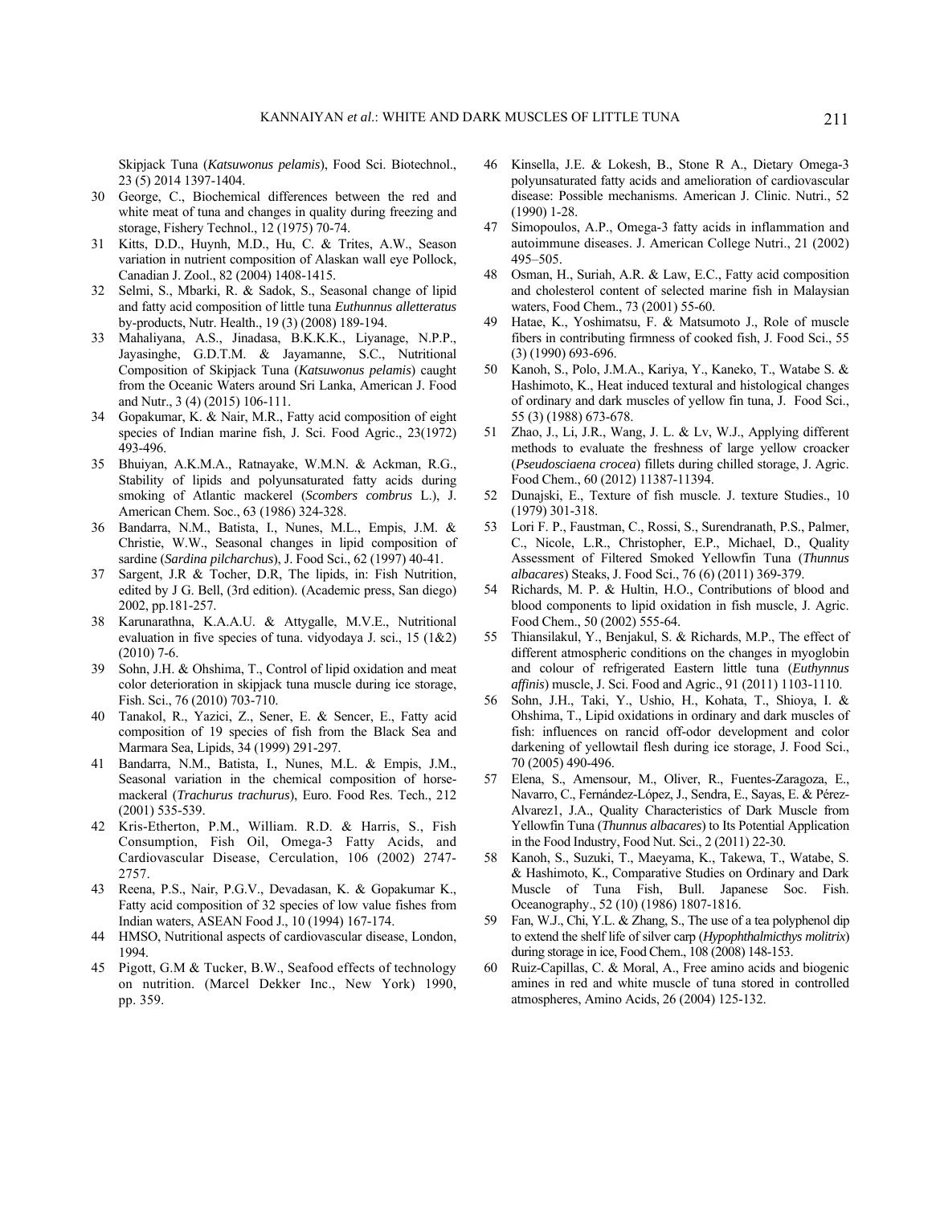Skipjack Tuna (*Katsuwonus pelamis*), Food Sci. Biotechnol., 23 (5) 2014 1397-1404.

30 George, C., Biochemical differences between the red and white meat of tuna and changes in quality during freezing and storage, Fishery Technol., 12 (1975) 70-74.

31 Kitts, D.D., Huynh, M.D., Hu, C. & Trites, A.W., Season variation in nutrient composition of Alaskan wall eye Pollock, Canadian J. Zool., 82 (2004) 1408-1415.

32 Selmi, S., Mbarki, R. & Sadok, S., Seasonal change of lipid and fatty acid composition of little tuna *Euthunnus alletteratus* by-products, Nutr. Health., 19 (3) (2008) 189-194.

33 Mahaliyana, A.S., Jinadasa, B.K.K.K., Liyanage, N.P.P., Jayasinghe, G.D.T.M. & Jayamanne, S.C., Nutritional Composition of Skipjack Tuna (*Katsuwonus pelamis*) caught from the Oceanic Waters around Sri Lanka, American J. Food and Nutr., 3 (4) (2015) 106-111.

34 Gopakumar, K. & Nair, M.R., Fatty acid composition of eight species of Indian marine fish, J. Sci. Food Agric., 23(1972) 493-496.

35 Bhuiyan, A.K.M.A., Ratnayake, W.M.N. & Ackman, R.G., Stability of lipids and polyunsaturated fatty acids during smoking of Atlantic mackerel (*Scombers combrus* L.), J. American Chem. Soc., 63 (1986) 324-328.

36 Bandarra, N.M., Batista, I., Nunes, M.L., Empis, J.M. & Christie, W.W., Seasonal changes in lipid composition of sardine (*Sardina pilcharchus*), J. Food Sci., 62 (1997) 40-41.

37 Sargent, J.R & Tocher, D.R, The lipids, in: Fish Nutrition, edited by J G. Bell, (3rd edition). (Academic press, San diego) 2002, pp.181-257.

38 Karunarathna, K.A.A.U. & Attygalle, M.V.E., Nutritional evaluation in five species of tuna. vidyodaya J. sci., 15 (1&2) (2010) 7-6.

39 Sohn, J.H. & Ohshima, T., Control of lipid oxidation and meat color deterioration in skipjack tuna muscle during ice storage, Fish. Sci., 76 (2010) 703-710.

40 Tanakol, R., Yazici, Z., Sener, E. & Sencer, E., Fatty acid composition of 19 species of fish from the Black Sea and Marmara Sea, Lipids, 34 (1999) 291-297.

41 Bandarra, N.M., Batista, I., Nunes, M.L. & Empis, J.M., Seasonal variation in the chemical composition of horse-mackeral (*Trachurus trachurus*), Euro. Food Res. Tech., 212 (2001) 535-539.

42 Kris-Etherton, P.M., William. R.D. & Harris, S., Fish Consumption, Fish Oil, Omega-3 Fatty Acids, and Cardiovascular Disease, Cerculation, 106 (2002) 2747-2757.

43 Reena, P.S., Nair, P.G.V., Devadasan, K. & Gopakumar K., Fatty acid composition of 32 species of low value fishes from Indian waters, ASEAN Food J., 10 (1994) 167-174.

44 HMSO, Nutritional aspects of cardiovascular disease, London, 1994.

45 Pigott, G.M & Tucker, B.W., Seafood effects of technology on nutrition. (Marcel Dekker Inc., New York) 1990, pp. 359.

46 Kinsella, J.E. & Lokesh, B., Stone R A., Dietary Omega-3 polyunsaturated fatty acids and amelioration of cardiovascular disease: Possible mechanisms. American J. Clinic. Nutri., 52 (1990) 1-28.

47 Simopoulos, A.P., Omega-3 fatty acids in inflammation and autoimmune diseases. J. American College Nutri., 21 (2002) 495–505.

48 Osman, H., Suriah, A.R. & Law, E.C., Fatty acid composition and cholesterol content of selected marine fish in Malaysian waters, Food Chem., 73 (2001) 55-60.

49 Hatae, K., Yoshimatsu, F. & Matsumoto J., Role of muscle fibers in contributing firmness of cooked fish, J. Food Sci., 55 (3) (1990) 693-696.

50 Kanoh, S., Polo, J.M.A., Kariya, Y., Kaneko, T., Watabe S. & Hashimoto, K., Heat induced textural and histological changes of ordinary and dark muscles of yellow fin tuna, J. Food Sci., 55 (3) (1988) 673-678.

51 Zhao, J., Li, J.R., Wang, J. L. & Lv, W.J., Applying different methods to evaluate the freshness of large yellow croacker (*Pseudosciaena crocea*) fillets during chilled storage, J. Agric. Food Chem., 60 (2012) 11387-11394.

52 Dunajski, E., Texture of fish muscle. J. texture Studies., 10 (1979) 301-318.

53 Lori F. P., Faustman, C., Rossi, S., Surendranath, P.S., Palmer, C., Nicole, L.R., Christopher, E.P., Michael, D., Quality Assessment of Filtered Smoked Yellowfin Tuna (*Thunnus albacares*) Steaks, J. Food Sci., 76 (6) (2011) 369-379.

54 Richards, M. P. & Hultin, H.O., Contributions of blood and blood components to lipid oxidation in fish muscle, J. Agric. Food Chem., 50 (2002) 555-64.

55 Thiansilakul, Y., Benjakul, S. & Richards, M.P., The effect of different atmospheric conditions on the changes in myoglobin and colour of refrigerated Eastern little tuna (*Euthynnus affinis*) muscle, J. Sci. Food and Agric., 91 (2011) 1103-1110.

56 Sohn, J.H., Taki, Y., Ushio, H., Kohata, T., Shioya, I. & Ohshima, T., Lipid oxidations in ordinary and dark muscles of fish: influences on rancid off-odor development and color darkening of yellowtail flesh during ice storage, J. Food Sci., 70 (2005) 490-496.

57 Elena, S., Amensour, M., Oliver, R., Fuentes-Zaragoza, E., Navarro, C., Fernández-López, J., Sendra, E., Sayas, E. & Pérez-Alvarez1, J.A., Quality Characteristics of Dark Muscle from Yellowfin Tuna (*Thunnus albacares*) to Its Potential Application in the Food Industry, Food Nut. Sci., 2 (2011) 22-30.

58 Kanoh, S., Suzuki, T., Maeyama, K., Takewa, T., Watabe, S. & Hashimoto, K., Comparative Studies on Ordinary and Dark Muscle of Tuna Fish, Bull. Japanese Soc. Fish. Oceanography., 52 (10) (1986) 1807-1816.

59 Fan, W.J., Chi, Y.L. & Zhang, S., The use of a tea polyphenol dip to extend the shelf life of silver carp (*Hypophthalmicthys molitrix*) during storage in ice, Food Chem., 108 (2008) 148-153.

60 Ruiz-Capillas, C. & Moral, A., Free amino acids and biogenic amines in red and white muscle of tuna stored in controlled atmospheres, Amino Acids, 26 (2004) 125-132.